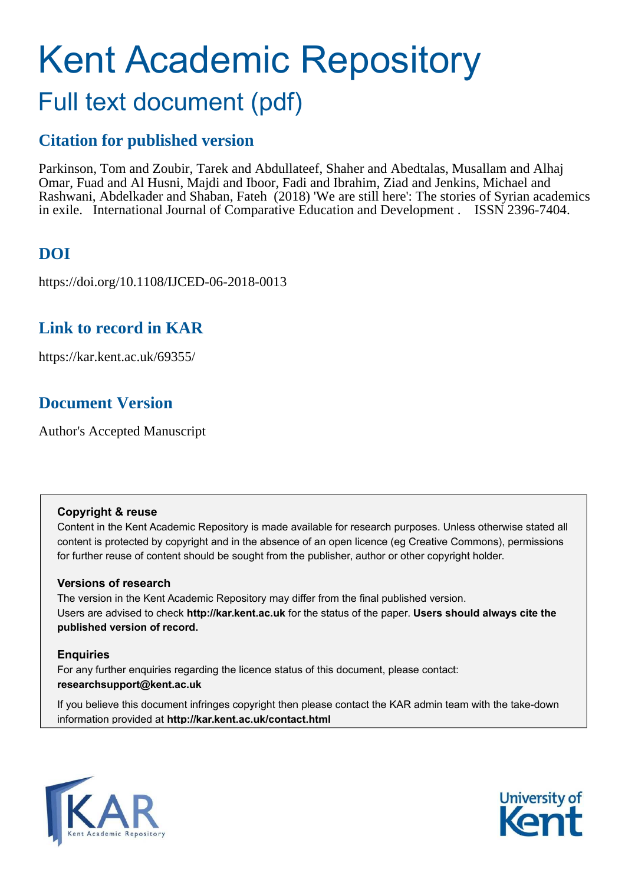# Kent Academic Repository

## Full text document (pdf)

## Citation for published version

Parkinson, Tom and Zoubir, Tarek and Abdullateef, Shaher and Abedtalas, Musallam and Alhaj Omar, Fuad and Al Husni, Majdi and Iboor, Fadi and Ibrahim, Ziad and Jenkins, Michael and Rashwani, Abdelkader and Shaban, Fateh (2018) 'We are still here': The stories of Syrian academics in exile. International Journal of Comparative Education and Development . ISSN 2396-7404.

## DOI

https://doi.org/10.1108/IJCED-06-2018-0013

## Link to record in KAR

https://kar.kent.ac.uk/69355/

## Document Version

Author's Accepted Manuscript

**Copyright & reuse**

Content in the Kent Academic Repository is made available for research purposes. Unless otherwise stated all content is protected by copyright and in the absence of an open licence (eg Creative Commons), permissions for further reuse of content should be sought from the publisher, author or other copyright holder.

**Versions of research**

The version in the Kent Academic Repository may differ from the final published version. Users are advised to check **http://kar.kent.ac.uk** for the status of the paper. **Users should always cite the published version of record.**

**Enquiries**

For any further enquiries regarding the licence status of this document, please contact: **researchsupport@kent.ac.uk**

If you believe this document infringes copyright then please contact the KAR admin team with the take-down information provided at **http://kar.kent.ac.uk/contact.html**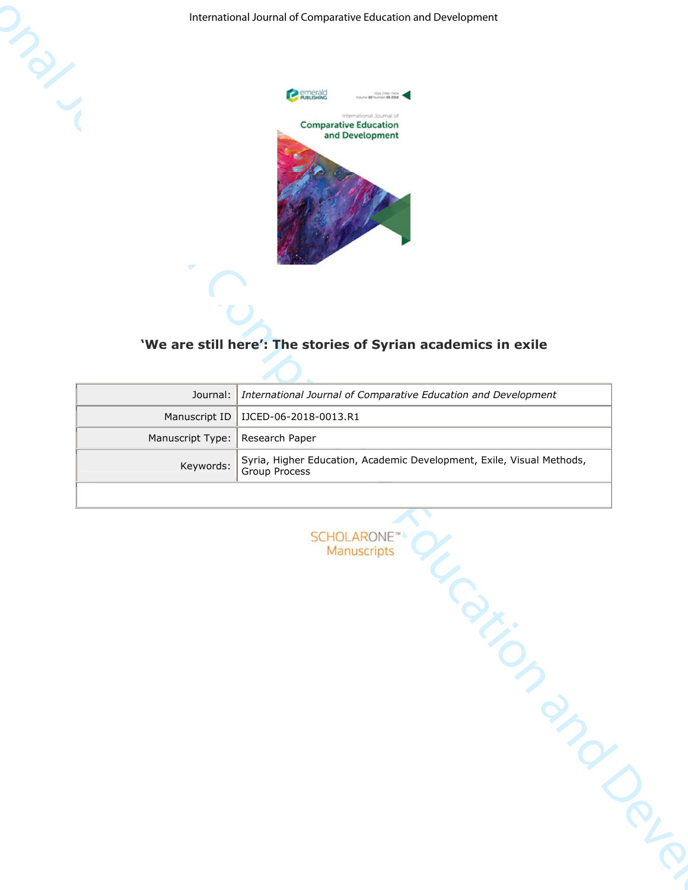# 'We are still here': The stories of Syrian academics in exile

| | |
|---|---|
| Journal: | *International Journal of Comparative Education and Development* |
| Manuscript ID | IJCED-06-2018-0013.R1 |
| Manuscript Type: | Research Paper |
| Keywords: | Syria, Higher Education, Academic Development, Exile, Visual Methods, Group Process |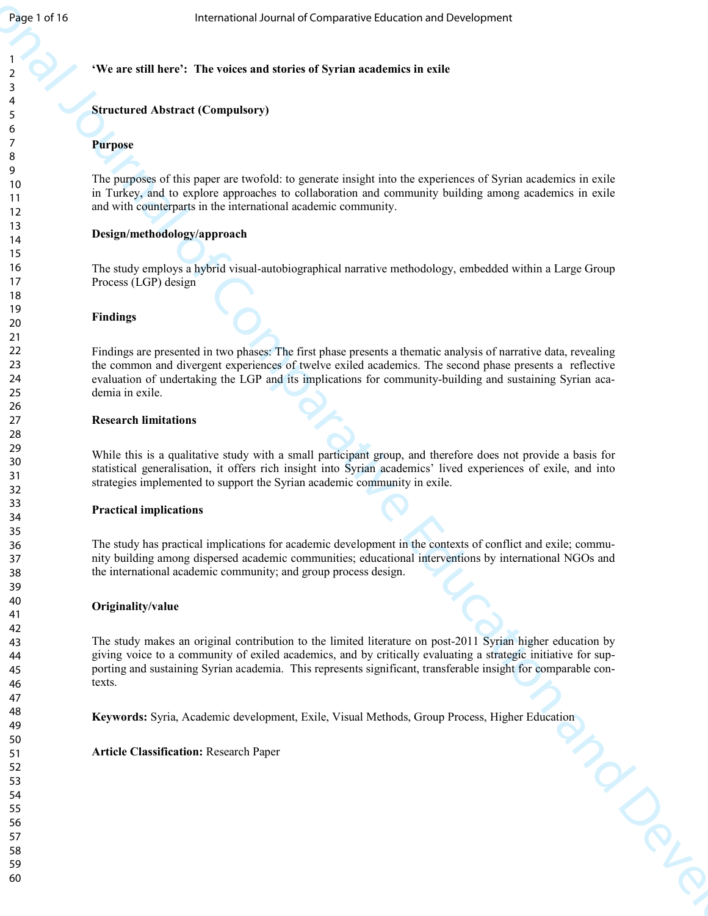**'We are still here': The voices and stories of Syrian academics in exile**

**Structured Abstract (Compulsory)**

**Purpose**

The purposes of this paper are twofold: to generate insight into the experiences of Syrian academics in exile in Turkey, and to explore approaches to collaboration and community building among academics in exile and with counterparts in the international academic community.

**Design/methodology/approach**

The study employs a hybrid visual-autobiographical narrative methodology, embedded within a Large Group Process (LGP) design

**Findings**

Findings are presented in two phases: The first phase presents a thematic analysis of narrative data, revealing the common and divergent experiences of twelve exiled academics. The second phase presents a reflective evaluation of undertaking the LGP and its implications for community-building and sustaining Syrian academia in exile.

**Research limitations**

While this is a qualitative study with a small participant group, and therefore does not provide a basis for statistical generalisation, it offers rich insight into Syrian academics' lived experiences of exile, and into strategies implemented to support the Syrian academic community in exile.

**Practical implications**

The study has practical implications for academic development in the contexts of conflict and exile; community building among dispersed academic communities; educational interventions by international NGOs and the international academic community; and group process design.

**Originality/value**

The study makes an original contribution to the limited literature on post-2011 Syrian higher education by giving voice to a community of exiled academics, and by critically evaluating a strategic initiative for supporting and sustaining Syrian academia. This represents significant, transferable insight for comparable contexts.

**Keywords:** Syria, Academic development, Exile, Visual Methods, Group Process, Higher Education

**Article Classification:** Research Paper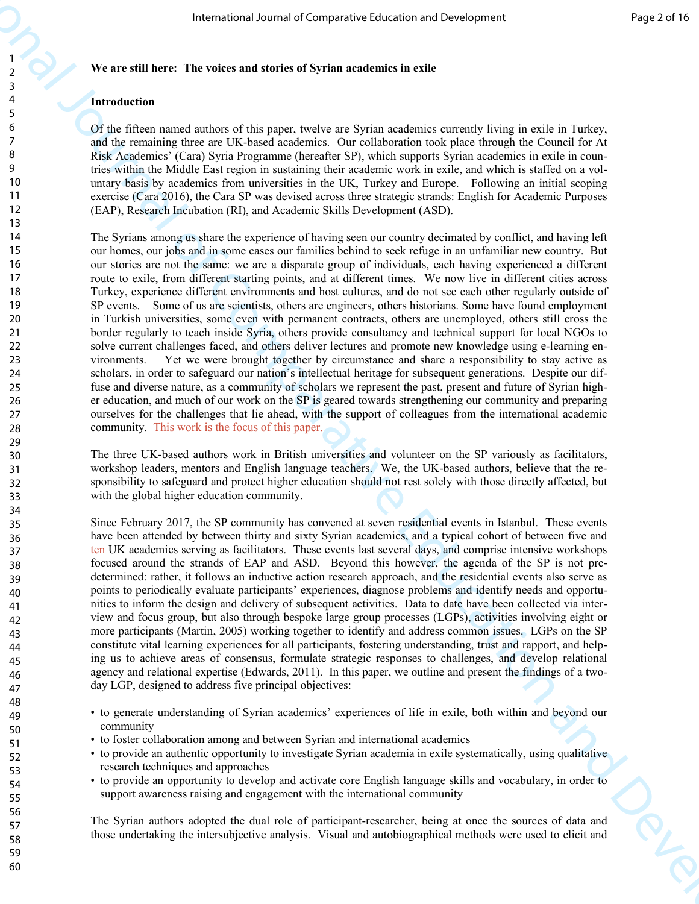**We are still here: The voices and stories of Syrian academics in exile**

**Introduction**

Of the fifteen named authors of this paper, twelve are Syrian academics currently living in exile in Turkey, and the remaining three are UK-based academics. Our collaboration took place through the Council for At Risk Academics' (Cara) Syria Programme (hereafter SP), which supports Syrian academics in exile in countries within the Middle East region in sustaining their academic work in exile, and which is staffed on a voluntary basis by academics from universities in the UK, Turkey and Europe. Following an initial scoping exercise (Cara 2016), the Cara SP was devised across three strategic strands: English for Academic Purposes (EAP), Research Incubation (RI), and Academic Skills Development (ASD).

The Syrians among us share the experience of having seen our country decimated by conflict, and having left our homes, our jobs and in some cases our families behind to seek refuge in an unfamiliar new country. But our stories are not the same: we are a disparate group of individuals, each having experienced a different route to exile, from different starting points, and at different times. We now live in different cities across Turkey, experience different environments and host cultures, and do not see each other regularly outside of SP events. Some of us are scientists, others are engineers, others historians. Some have found employment in Turkish universities, some even with permanent contracts, others are unemployed, others still cross the border regularly to teach inside Syria, others provide consultancy and technical support for local NGOs to solve current challenges faced, and others deliver lectures and promote new knowledge using e-learning environments. Yet we were brought together by circumstance and share a responsibility to stay active as scholars, in order to safeguard our nation's intellectual heritage for subsequent generations. Despite our diffuse and diverse nature, as a community of scholars we represent the past, present and future of Syrian higher education, and much of our work on the SP is geared towards strengthening our community and preparing ourselves for the challenges that lie ahead, with the support of colleagues from the international academic community. This work is the focus of this paper.

The three UK-based authors work in British universities and volunteer on the SP variously as facilitators, workshop leaders, mentors and English language teachers. We, the UK-based authors, believe that the responsibility to safeguard and protect higher education should not rest solely with those directly affected, but with the global higher education community.

Since February 2017, the SP community has convened at seven residential events in Istanbul. These events have been attended by between thirty and sixty Syrian academics, and a typical cohort of between five and ten UK academics serving as facilitators. These events last several days, and comprise intensive workshops focused around the strands of EAP and ASD. Beyond this however, the agenda of the SP is not predetermined: rather, it follows an inductive action research approach, and the residential events also serve as points to periodically evaluate participants' experiences, diagnose problems and identify needs and opportunities to inform the design and delivery of subsequent activities. Data to date have been collected via interview and focus group, but also through bespoke large group processes (LGPs), activities involving eight or more participants (Martin, 2005) working together to identify and address common issues. LGPs on the SP constitute vital learning experiences for all participants, fostering understanding, trust and rapport, and helping us to achieve areas of consensus, formulate strategic responses to challenges, and develop relational agency and relational expertise (Edwards, 2011). In this paper, we outline and present the findings of a two-day LGP, designed to address five principal objectives:

- to generate understanding of Syrian academics' experiences of life in exile, both within and beyond our community
- to foster collaboration among and between Syrian and international academics
- to provide an authentic opportunity to investigate Syrian academia in exile systematically, using qualitative research techniques and approaches
- to provide an opportunity to develop and activate core English language skills and vocabulary, in order to support awareness raising and engagement with the international community

The Syrian authors adopted the dual role of participant-researcher, being at once the sources of data and those undertaking the intersubjective analysis. Visual and autobiographical methods were used to elicit and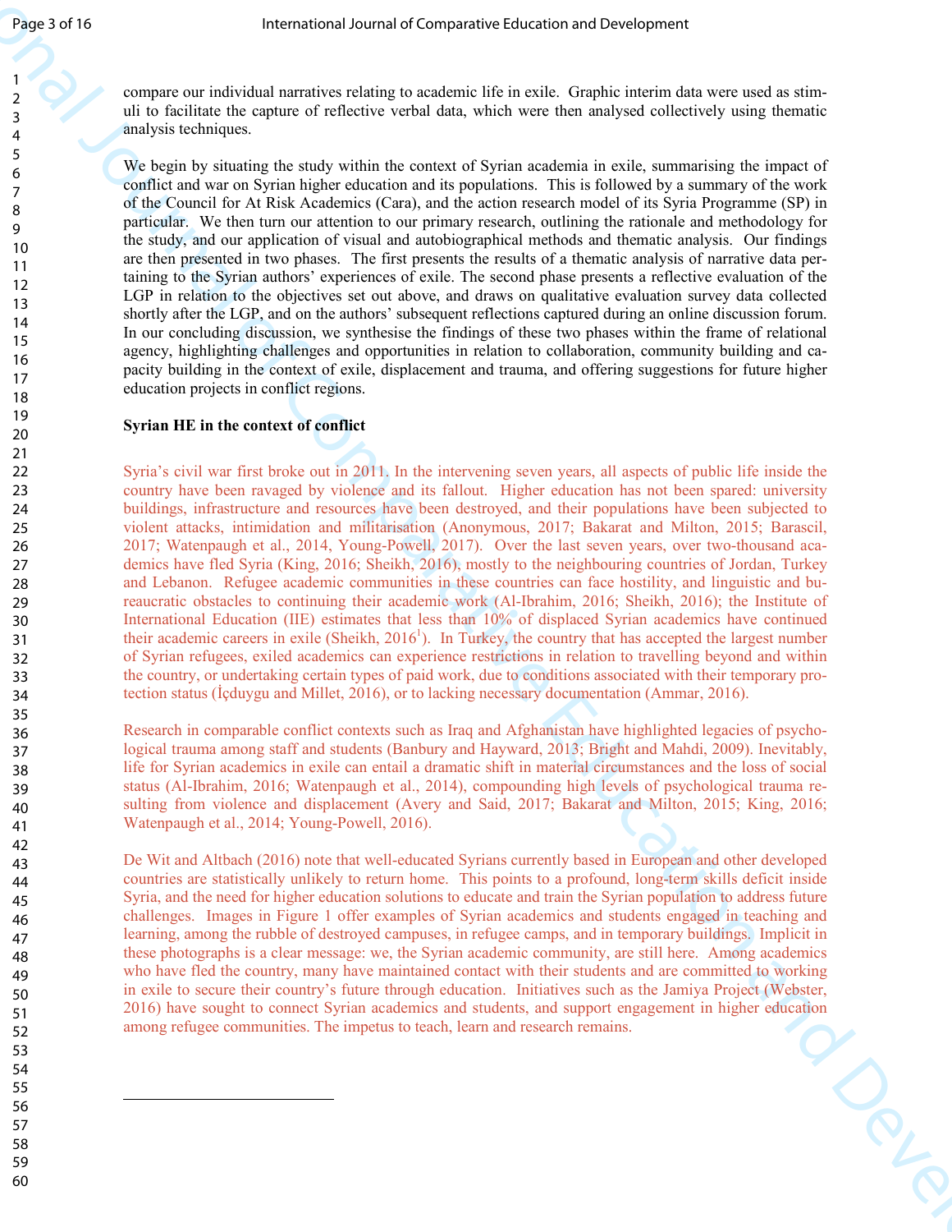compare our individual narratives relating to academic life in exile. Graphic interim data were used as stimuli to facilitate the capture of reflective verbal data, which were then analysed collectively using thematic analysis techniques.

We begin by situating the study within the context of Syrian academia in exile, summarising the impact of conflict and war on Syrian higher education and its populations. This is followed by a summary of the work of the Council for At Risk Academics (Cara), and the action research model of its Syria Programme (SP) in particular. We then turn our attention to our primary research, outlining the rationale and methodology for the study, and our application of visual and autobiographical methods and thematic analysis. Our findings are then presented in two phases. The first presents the results of a thematic analysis of narrative data pertaining to the Syrian authors' experiences of exile. The second phase presents a reflective evaluation of the LGP in relation to the objectives set out above, and draws on qualitative evaluation survey data collected shortly after the LGP, and on the authors' subsequent reflections captured during an online discussion forum. In our concluding discussion, we synthesise the findings of these two phases within the frame of relational agency, highlighting challenges and opportunities in relation to collaboration, community building and capacity building in the context of exile, displacement and trauma, and offering suggestions for future higher education projects in conflict regions.

**Syrian HE in the context of conflict**

Syria's civil war first broke out in 2011. In the intervening seven years, all aspects of public life inside the country have been ravaged by violence and its fallout. Higher education has not been spared: university buildings, infrastructure and resources have been destroyed, and their populations have been subjected to violent attacks, intimidation and militarisation (Anonymous, 2017; Bakarat and Milton, 2015; Barascil, 2017; Watenpaugh et al., 2014, Young-Powell, 2017). Over the last seven years, over two-thousand academics have fled Syria (King, 2016; Sheikh, 2016), mostly to the neighbouring countries of Jordan, Turkey and Lebanon. Refugee academic communities in these countries can face hostility, and linguistic and bureaucratic obstacles to continuing their academic work (Al-Ibrahim, 2016; Sheikh, 2016); the Institute of International Education (IIE) estimates that less than 10% of displaced Syrian academics have continued their academic careers in exile (Sheikh, 2016[1]). In Turkey, the country that has accepted the largest number of Syrian refugees, exiled academics can experience restrictions in relation to travelling beyond and within the country, or undertaking certain types of paid work, due to conditions associated with their temporary protection status (İçduygu and Millet, 2016), or to lacking necessary documentation (Ammar, 2016).

Research in comparable conflict contexts such as Iraq and Afghanistan have highlighted legacies of psychological trauma among staff and students (Banbury and Hayward, 2013; Bright and Mahdi, 2009). Inevitably, life for Syrian academics in exile can entail a dramatic shift in material circumstances and the loss of social status (Al-Ibrahim, 2016; Watenpaugh et al., 2014), compounding high levels of psychological trauma resulting from violence and displacement (Avery and Said, 2017; Bakarat and Milton, 2015; King, 2016; Watenpaugh et al., 2014; Young-Powell, 2016).

De Wit and Altbach (2016) note that well-educated Syrians currently based in European and other developed countries are statistically unlikely to return home. This points to a profound, long-term skills deficit inside Syria, and the need for higher education solutions to educate and train the Syrian population to address future challenges. Images in Figure 1 offer examples of Syrian academics and students engaged in teaching and learning, among the rubble of destroyed campuses, in refugee camps, and in temporary buildings. Implicit in these photographs is a clear message: we, the Syrian academic community, are still here. Among academics who have fled the country, many have maintained contact with their students and are committed to working in exile to secure their country's future through education. Initiatives such as the Jamiya Project (Webster, 2016) have sought to connect Syrian academics and students, and support engagement in higher education among refugee communities. The impetus to teach, learn and research remains.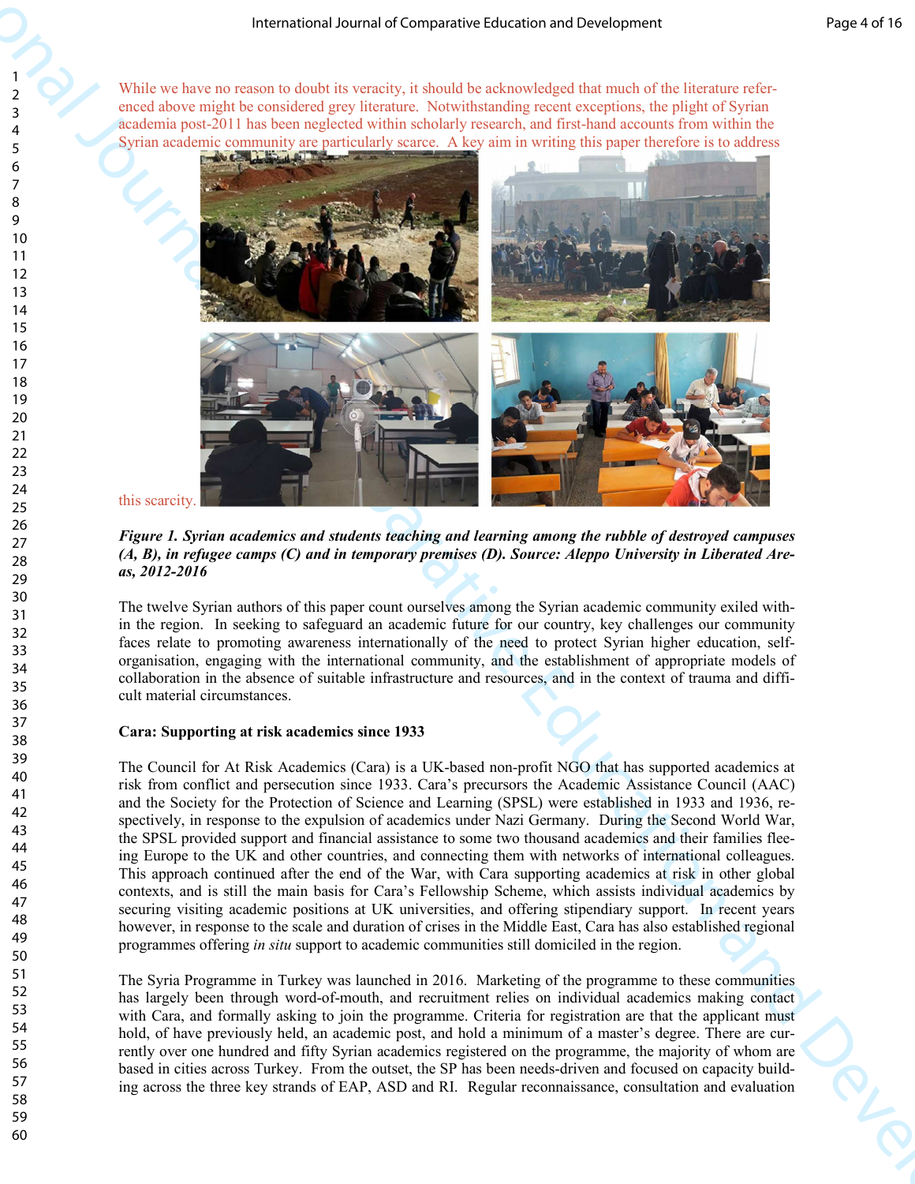While we have no reason to doubt its veracity, it should be acknowledged that much of the literature referenced above might be considered grey literature. Notwithstanding recent exceptions, the plight of Syrian academia post-2011 has been neglected within scholarly research, and first-hand accounts from within the Syrian academic community are particularly scarce. A key aim in writing this paper therefore is to address this scarcity.

***Figure 1. Syrian academics and students teaching and learning among the rubble of destroyed campuses (A, B), in refugee camps (C) and in temporary premises (D). Source: Aleppo University in Liberated Areas, 2012-2016***

The twelve Syrian authors of this paper count ourselves among the Syrian academic community exiled within the region. In seeking to safeguard an academic future for our country, key challenges our community faces relate to promoting awareness internationally of the need to protect Syrian higher education, self-organisation, engaging with the international community, and the establishment of appropriate models of collaboration in the absence of suitable infrastructure and resources, and in the context of trauma and difficult material circumstances.

**Cara: Supporting at risk academics since 1933**

The Council for At Risk Academics (Cara) is a UK-based non-profit NGO that has supported academics at risk from conflict and persecution since 1933. Cara's precursors the Academic Assistance Council (AAC) and the Society for the Protection of Science and Learning (SPSL) were established in 1933 and 1936, respectively, in response to the expulsion of academics under Nazi Germany. During the Second World War, the SPSL provided support and financial assistance to some two thousand academics and their families fleeing Europe to the UK and other countries, and connecting them with networks of international colleagues. This approach continued after the end of the War, with Cara supporting academics at risk in other global contexts, and is still the main basis for Cara's Fellowship Scheme, which assists individual academics by securing visiting academic positions at UK universities, and offering stipendiary support. In recent years however, in response to the scale and duration of crises in the Middle East, Cara has also established regional programmes offering *in situ* support to academic communities still domiciled in the region.

The Syria Programme in Turkey was launched in 2016. Marketing of the programme to these communities has largely been through word-of-mouth, and recruitment relies on individual academics making contact with Cara, and formally asking to join the programme. Criteria for registration are that the applicant must hold, of have previously held, an academic post, and hold a minimum of a master's degree. There are currently over one hundred and fifty Syrian academics registered on the programme, the majority of whom are based in cities across Turkey. From the outset, the SP has been needs-driven and focused on capacity building across the three key strands of EAP, ASD and RI. Regular reconnaissance, consultation and evaluation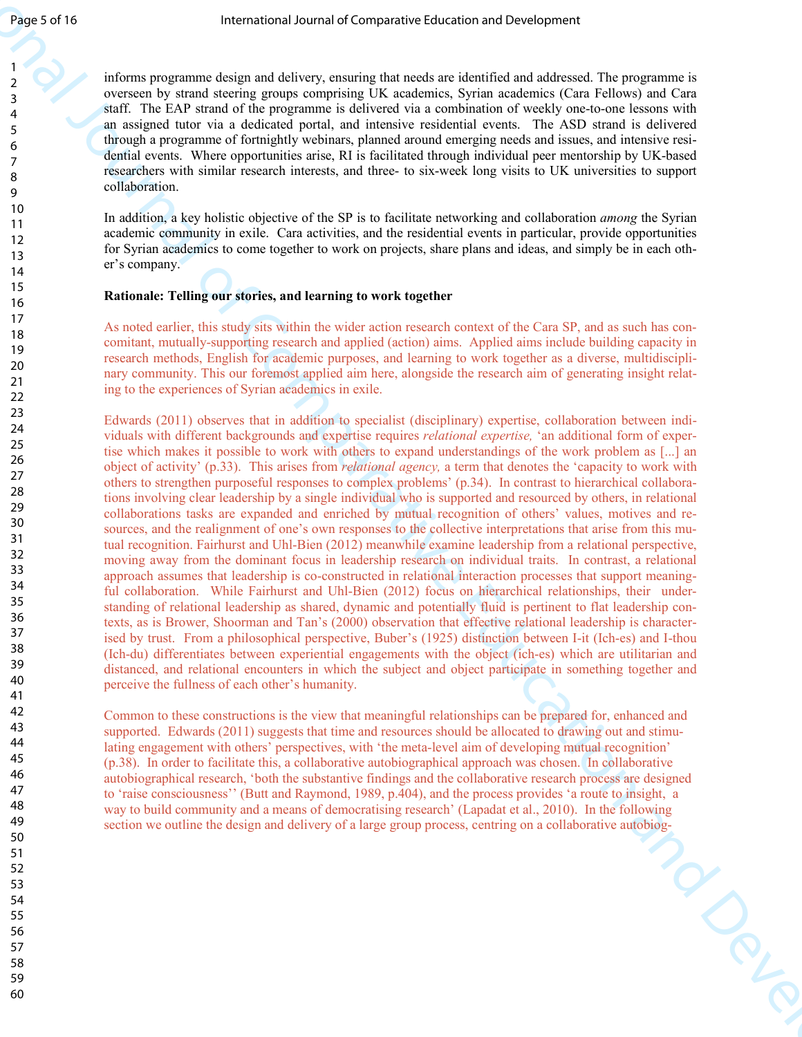informs programme design and delivery, ensuring that needs are identified and addressed. The programme is overseen by strand steering groups comprising UK academics, Syrian academics (Cara Fellows) and Cara staff. The EAP strand of the programme is delivered via a combination of weekly one-to-one lessons with an assigned tutor via a dedicated portal, and intensive residential events. The ASD strand is delivered through a programme of fortnightly webinars, planned around emerging needs and issues, and intensive residential events. Where opportunities arise, RI is facilitated through individual peer mentorship by UK-based researchers with similar research interests, and three- to six-week long visits to UK universities to support collaboration.

In addition, a key holistic objective of the SP is to facilitate networking and collaboration *among* the Syrian academic community in exile. Cara activities, and the residential events in particular, provide opportunities for Syrian academics to come together to work on projects, share plans and ideas, and simply be in each other's company.

**Rationale: Telling our stories, and learning to work together**

As noted earlier, this study sits within the wider action research context of the Cara SP, and as such has concomitant, mutually-supporting research and applied (action) aims. Applied aims include building capacity in research methods, English for academic purposes, and learning to work together as a diverse, multidisciplinary community. This our foremost applied aim here, alongside the research aim of generating insight relating to the experiences of Syrian academics in exile.

Edwards (2011) observes that in addition to specialist (disciplinary) expertise, collaboration between individuals with different backgrounds and expertise requires *relational expertise,* 'an additional form of expertise which makes it possible to work with others to expand understandings of the work problem as [...] an object of activity' (p.33). This arises from *relational agency,* a term that denotes the 'capacity to work with others to strengthen purposeful responses to complex problems' (p.34). In contrast to hierarchical collaborations involving clear leadership by a single individual who is supported and resourced by others, in relational collaborations tasks are expanded and enriched by mutual recognition of others' values, motives and resources, and the realignment of one's own responses to the collective interpretations that arise from this mutual recognition. Fairhurst and Uhl-Bien (2012) meanwhile examine leadership from a relational perspective, moving away from the dominant focus in leadership research on individual traits. In contrast, a relational approach assumes that leadership is co-constructed in relational interaction processes that support meaningful collaboration. While Fairhurst and Uhl-Bien (2012) focus on hierarchical relationships, their understanding of relational leadership as shared, dynamic and potentially fluid is pertinent to flat leadership contexts, as is Brower, Shoorman and Tan's (2000) observation that effective relational leadership is characterised by trust. From a philosophical perspective, Buber's (1925) distinction between I-it (Ich-es) and I-thou (Ich-du) differentiates between experiential engagements with the object (ich-es) which are utilitarian and distanced, and relational encounters in which the subject and object participate in something together and perceive the fullness of each other's humanity.

Common to these constructions is the view that meaningful relationships can be prepared for, enhanced and supported. Edwards (2011) suggests that time and resources should be allocated to drawing out and stimulating engagement with others' perspectives, with 'the meta-level aim of developing mutual recognition' (p.38). In order to facilitate this, a collaborative autobiographical approach was chosen. In collaborative autobiographical research, 'both the substantive findings and the collaborative research process are designed to 'raise consciousness'' (Butt and Raymond, 1989, p.404), and the process provides 'a route to insight, a way to build community and a means of democratising research' (Lapadat et al., 2010). In the following section we outline the design and delivery of a large group process, centring on a collaborative autobiog-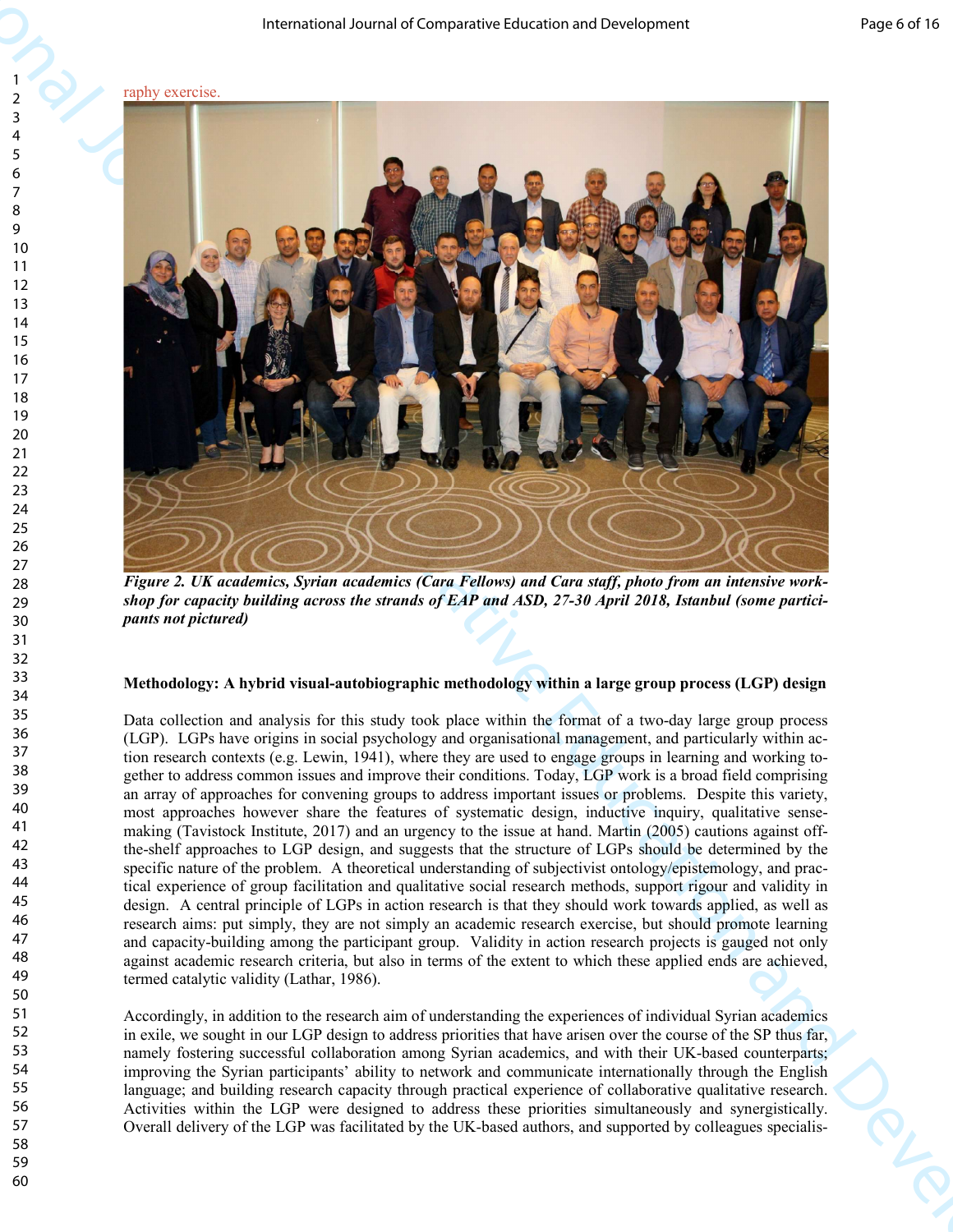raphy exercise.

*Figure 2. UK academics, Syrian academics (Cara Fellows) and Cara staff, photo from an intensive workshop for capacity building across the strands of EAP and ASD, 27-30 April 2018, Istanbul (some participants not pictured)*

**Methodology: A hybrid visual-autobiographic methodology within a large group process (LGP) design**

Data collection and analysis for this study took place within the format of a two-day large group process (LGP). LGPs have origins in social psychology and organisational management, and particularly within action research contexts (e.g. Lewin, 1941), where they are used to engage groups in learning and working together to address common issues and improve their conditions. Today, LGP work is a broad field comprising an array of approaches for convening groups to address important issues or problems. Despite this variety, most approaches however share the features of systematic design, inductive inquiry, qualitative sense-making (Tavistock Institute, 2017) and an urgency to the issue at hand. Martin (2005) cautions against off-the-shelf approaches to LGP design, and suggests that the structure of LGPs should be determined by the specific nature of the problem. A theoretical understanding of subjectivist ontology/epistemology, and practical experience of group facilitation and qualitative social research methods, support rigour and validity in design. A central principle of LGPs in action research is that they should work towards applied, as well as research aims: put simply, they are not simply an academic research exercise, but should promote learning and capacity-building among the participant group. Validity in action research projects is gauged not only against academic research criteria, but also in terms of the extent to which these applied ends are achieved, termed catalytic validity (Lathar, 1986).

Accordingly, in addition to the research aim of understanding the experiences of individual Syrian academics in exile, we sought in our LGP design to address priorities that have arisen over the course of the SP thus far, namely fostering successful collaboration among Syrian academics, and with their UK-based counterparts; improving the Syrian participants' ability to network and communicate internationally through the English language; and building research capacity through practical experience of collaborative qualitative research. Activities within the LGP were designed to address these priorities simultaneously and synergistically. Overall delivery of the LGP was facilitated by the UK-based authors, and supported by colleagues specialis-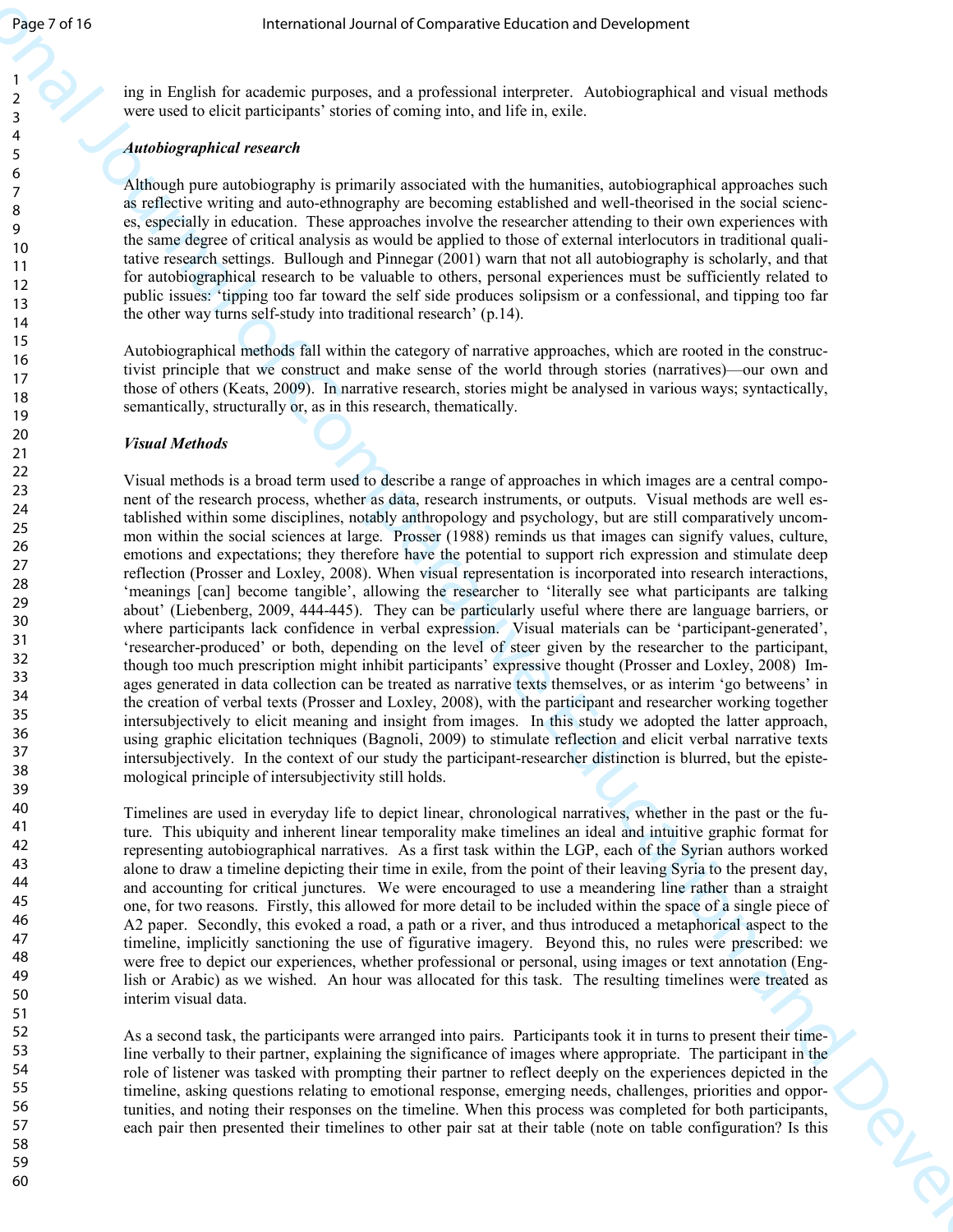ing in English for academic purposes, and a professional interpreter. Autobiographical and visual methods were used to elicit participants' stories of coming into, and life in, exile.

### *Autobiographical research*

Although pure autobiography is primarily associated with the humanities, autobiographical approaches such as reflective writing and auto-ethnography are becoming established and well-theorised in the social sciences, especially in education. These approaches involve the researcher attending to their own experiences with the same degree of critical analysis as would be applied to those of external interlocutors in traditional qualitative research settings. Bullough and Pinnegar (2001) warn that not all autobiography is scholarly, and that for autobiographical research to be valuable to others, personal experiences must be sufficiently related to public issues: 'tipping too far toward the self side produces solipsism or a confessional, and tipping too far the other way turns self-study into traditional research' (p.14).

Autobiographical methods fall within the category of narrative approaches, which are rooted in the constructivist principle that we construct and make sense of the world through stories (narratives)—our own and those of others (Keats, 2009). In narrative research, stories might be analysed in various ways; syntactically, semantically, structurally or, as in this research, thematically.

### *Visual Methods*

Visual methods is a broad term used to describe a range of approaches in which images are a central component of the research process, whether as data, research instruments, or outputs. Visual methods are well established within some disciplines, notably anthropology and psychology, but are still comparatively uncommon within the social sciences at large. Prosser (1988) reminds us that images can signify values, culture, emotions and expectations; they therefore have the potential to support rich expression and stimulate deep reflection (Prosser and Loxley, 2008). When visual representation is incorporated into research interactions, 'meanings [can] become tangible', allowing the researcher to 'literally see what participants are talking about' (Liebenberg, 2009, 444-445). They can be particularly useful where there are language barriers, or where participants lack confidence in verbal expression. Visual materials can be 'participant-generated', 'researcher-produced' or both, depending on the level of steer given by the researcher to the participant, though too much prescription might inhibit participants' expressive thought (Prosser and Loxley, 2008) Images generated in data collection can be treated as narrative texts themselves, or as interim 'go betweens' in the creation of verbal texts (Prosser and Loxley, 2008), with the participant and researcher working together intersubjectively to elicit meaning and insight from images. In this study we adopted the latter approach, using graphic elicitation techniques (Bagnoli, 2009) to stimulate reflection and elicit verbal narrative texts intersubjectively. In the context of our study the participant-researcher distinction is blurred, but the epistemological principle of intersubjectivity still holds.

Timelines are used in everyday life to depict linear, chronological narratives, whether in the past or the future. This ubiquity and inherent linear temporality make timelines an ideal and intuitive graphic format for representing autobiographical narratives. As a first task within the LGP, each of the Syrian authors worked alone to draw a timeline depicting their time in exile, from the point of their leaving Syria to the present day, and accounting for critical junctures. We were encouraged to use a meandering line rather than a straight one, for two reasons. Firstly, this allowed for more detail to be included within the space of a single piece of A2 paper. Secondly, this evoked a road, a path or a river, and thus introduced a metaphorical aspect to the timeline, implicitly sanctioning the use of figurative imagery. Beyond this, no rules were prescribed: we were free to depict our experiences, whether professional or personal, using images or text annotation (English or Arabic) as we wished. An hour was allocated for this task. The resulting timelines were treated as interim visual data.

As a second task, the participants were arranged into pairs. Participants took it in turns to present their timeline verbally to their partner, explaining the significance of images where appropriate. The participant in the role of listener was tasked with prompting their partner to reflect deeply on the experiences depicted in the timeline, asking questions relating to emotional response, emerging needs, challenges, priorities and opportunities, and noting their responses on the timeline. When this process was completed for both participants, each pair then presented their timelines to other pair sat at their table (note on table configuration? Is this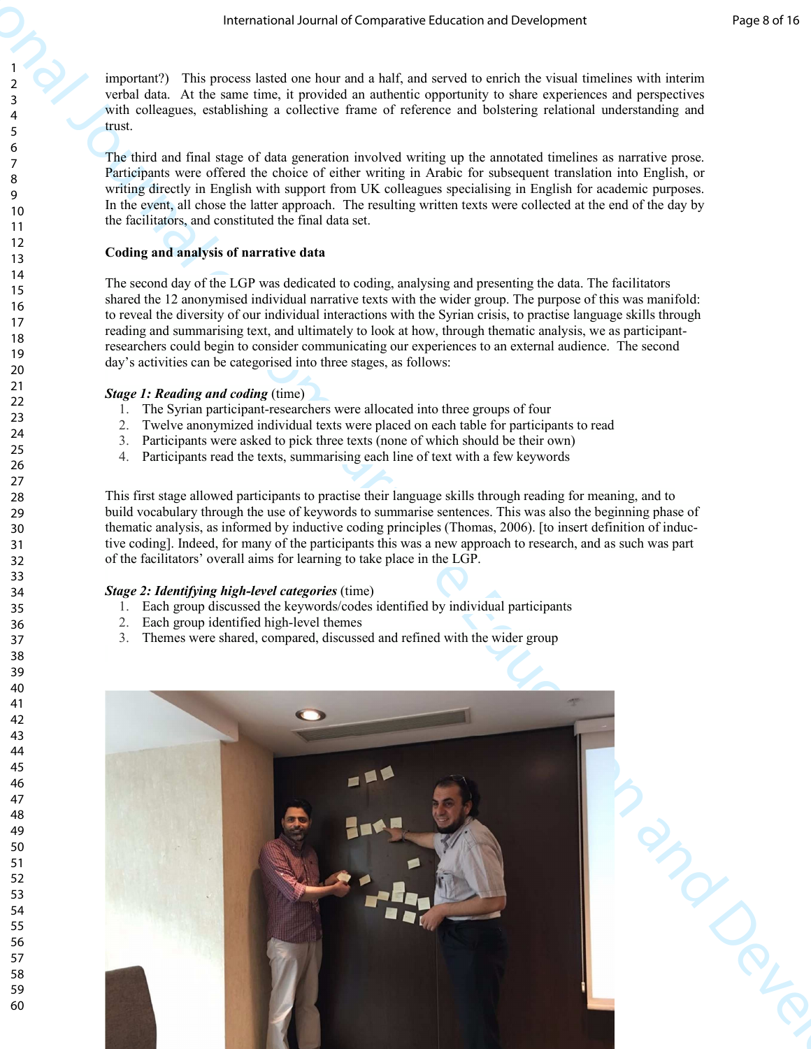important?) This process lasted one hour and a half, and served to enrich the visual timelines with interim verbal data. At the same time, it provided an authentic opportunity to share experiences and perspectives with colleagues, establishing a collective frame of reference and bolstering relational understanding and trust.

The third and final stage of data generation involved writing up the annotated timelines as narrative prose. Participants were offered the choice of either writing in Arabic for subsequent translation into English, or writing directly in English with support from UK colleagues specialising in English for academic purposes. In the event, all chose the latter approach. The resulting written texts were collected at the end of the day by the facilitators, and constituted the final data set.

**Coding and analysis of narrative data**

The second day of the LGP was dedicated to coding, analysing and presenting the data. The facilitators shared the 12 anonymised individual narrative texts with the wider group. The purpose of this was manifold: to reveal the diversity of our individual interactions with the Syrian crisis, to practise language skills through reading and summarising text, and ultimately to look at how, through thematic analysis, we as participant-researchers could begin to consider communicating our experiences to an external audience. The second day's activities can be categorised into three stages, as follows:

***Stage 1: Reading and coding*** (time)

1. The Syrian participant-researchers were allocated into three groups of four
2. Twelve anonymized individual texts were placed on each table for participants to read
3. Participants were asked to pick three texts (none of which should be their own)
4. Participants read the texts, summarising each line of text with a few keywords

This first stage allowed participants to practise their language skills through reading for meaning, and to build vocabulary through the use of keywords to summarise sentences. This was also the beginning phase of thematic analysis, as informed by inductive coding principles (Thomas, 2006). [to insert definition of inductive coding]. Indeed, for many of the participants this was a new approach to research, and as such was part of the facilitators' overall aims for learning to take place in the LGP.

***Stage 2: Identifying high-level categories*** (time)

1. Each group discussed the keywords/codes identified by individual participants
2. Each group identified high-level themes
3. Themes were shared, compared, discussed and refined with the wider group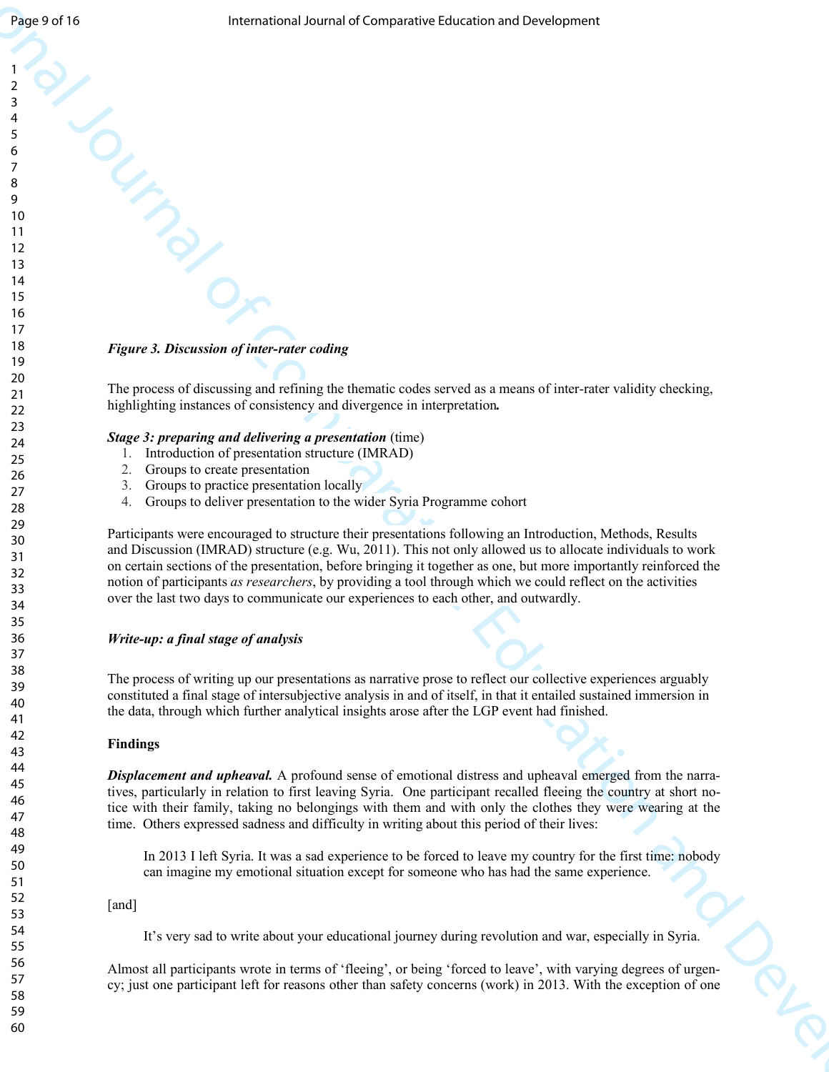*Figure 3. Discussion of inter-rater coding*

The process of discussing and refining the thematic codes served as a means of inter-rater validity checking, highlighting instances of consistency and divergence in interpretation.

***Stage 3: preparing and delivering a presentation*** (time)

1. Introduction of presentation structure (IMRAD)
2. Groups to create presentation
3. Groups to practice presentation locally
4. Groups to deliver presentation to the wider Syria Programme cohort

Participants were encouraged to structure their presentations following an Introduction, Methods, Results and Discussion (IMRAD) structure (e.g. Wu, 2011). This not only allowed us to allocate individuals to work on certain sections of the presentation, before bringing it together as one, but more importantly reinforced the notion of participants *as researchers*, by providing a tool through which we could reflect on the activities over the last two days to communicate our experiences to each other, and outwardly.

***Write-up: a final stage of analysis***

The process of writing up our presentations as narrative prose to reflect our collective experiences arguably constituted a final stage of intersubjective analysis in and of itself, in that it entailed sustained immersion in the data, through which further analytical insights arose after the LGP event had finished.

**Findings**

***Displacement and upheaval.*** A profound sense of emotional distress and upheaval emerged from the narratives, particularly in relation to first leaving Syria. One participant recalled fleeing the country at short notice with their family, taking no belongings with them and with only the clothes they were wearing at the time. Others expressed sadness and difficulty in writing about this period of their lives:

> In 2013 I left Syria. It was a sad experience to be forced to leave my country for the first time: nobody can imagine my emotional situation except for someone who has had the same experience.

[and]

> It's very sad to write about your educational journey during revolution and war, especially in Syria.

Almost all participants wrote in terms of 'fleeing', or being 'forced to leave', with varying degrees of urgency; just one participant left for reasons other than safety concerns (work) in 2013. With the exception of one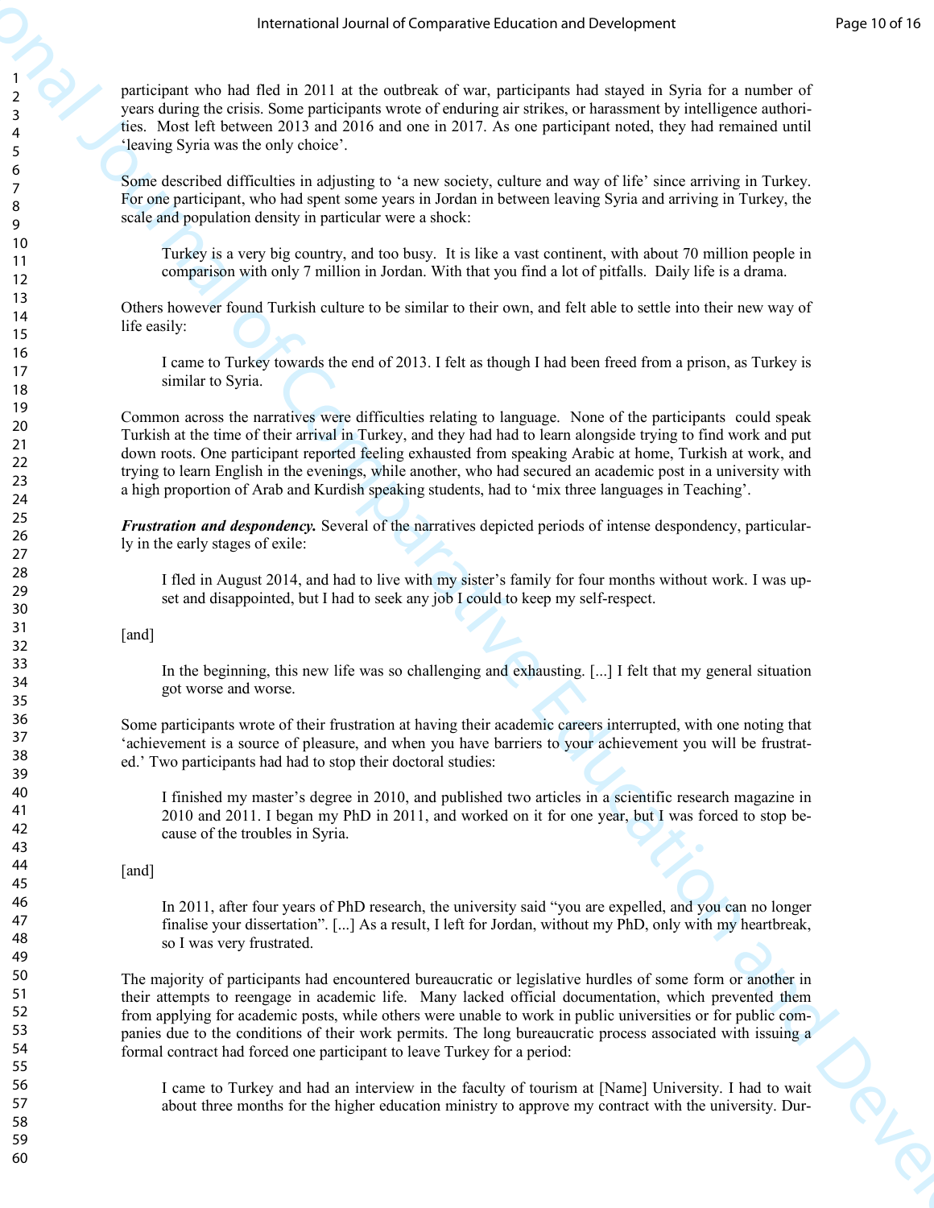participant who had fled in 2011 at the outbreak of war, participants had stayed in Syria for a number of years during the crisis. Some participants wrote of enduring air strikes, or harassment by intelligence authorities. Most left between 2013 and 2016 and one in 2017. As one participant noted, they had remained until 'leaving Syria was the only choice'.

Some described difficulties in adjusting to 'a new society, culture and way of life' since arriving in Turkey. For one participant, who had spent some years in Jordan in between leaving Syria and arriving in Turkey, the scale and population density in particular were a shock:

> Turkey is a very big country, and too busy. It is like a vast continent, with about 70 million people in comparison with only 7 million in Jordan. With that you find a lot of pitfalls. Daily life is a drama.

Others however found Turkish culture to be similar to their own, and felt able to settle into their new way of life easily:

> I came to Turkey towards the end of 2013. I felt as though I had been freed from a prison, as Turkey is similar to Syria.

Common across the narratives were difficulties relating to language. None of the participants could speak Turkish at the time of their arrival in Turkey, and they had had to learn alongside trying to find work and put down roots. One participant reported feeling exhausted from speaking Arabic at home, Turkish at work, and trying to learn English in the evenings, while another, who had secured an academic post in a university with a high proportion of Arab and Kurdish speaking students, had to 'mix three languages in Teaching'.

***Frustration and despondency.*** Several of the narratives depicted periods of intense despondency, particularly in the early stages of exile:

> I fled in August 2014, and had to live with my sister's family for four months without work. I was upset and disappointed, but I had to seek any job I could to keep my self-respect.

[and]

> In the beginning, this new life was so challenging and exhausting. [...] I felt that my general situation got worse and worse.

Some participants wrote of their frustration at having their academic careers interrupted, with one noting that 'achievement is a source of pleasure, and when you have barriers to your achievement you will be frustrated.' Two participants had had to stop their doctoral studies:

> I finished my master's degree in 2010, and published two articles in a scientific research magazine in 2010 and 2011. I began my PhD in 2011, and worked on it for one year, but I was forced to stop because of the troubles in Syria.

[and]

> In 2011, after four years of PhD research, the university said "you are expelled, and you can no longer finalise your dissertation". [...] As a result, I left for Jordan, without my PhD, only with my heartbreak, so I was very frustrated.

The majority of participants had encountered bureaucratic or legislative hurdles of some form or another in their attempts to reengage in academic life. Many lacked official documentation, which prevented them from applying for academic posts, while others were unable to work in public universities or for public companies due to the conditions of their work permits. The long bureaucratic process associated with issuing a formal contract had forced one participant to leave Turkey for a period:

> I came to Turkey and had an interview in the faculty of tourism at [Name] University. I had to wait about three months for the higher education ministry to approve my contract with the university. Dur-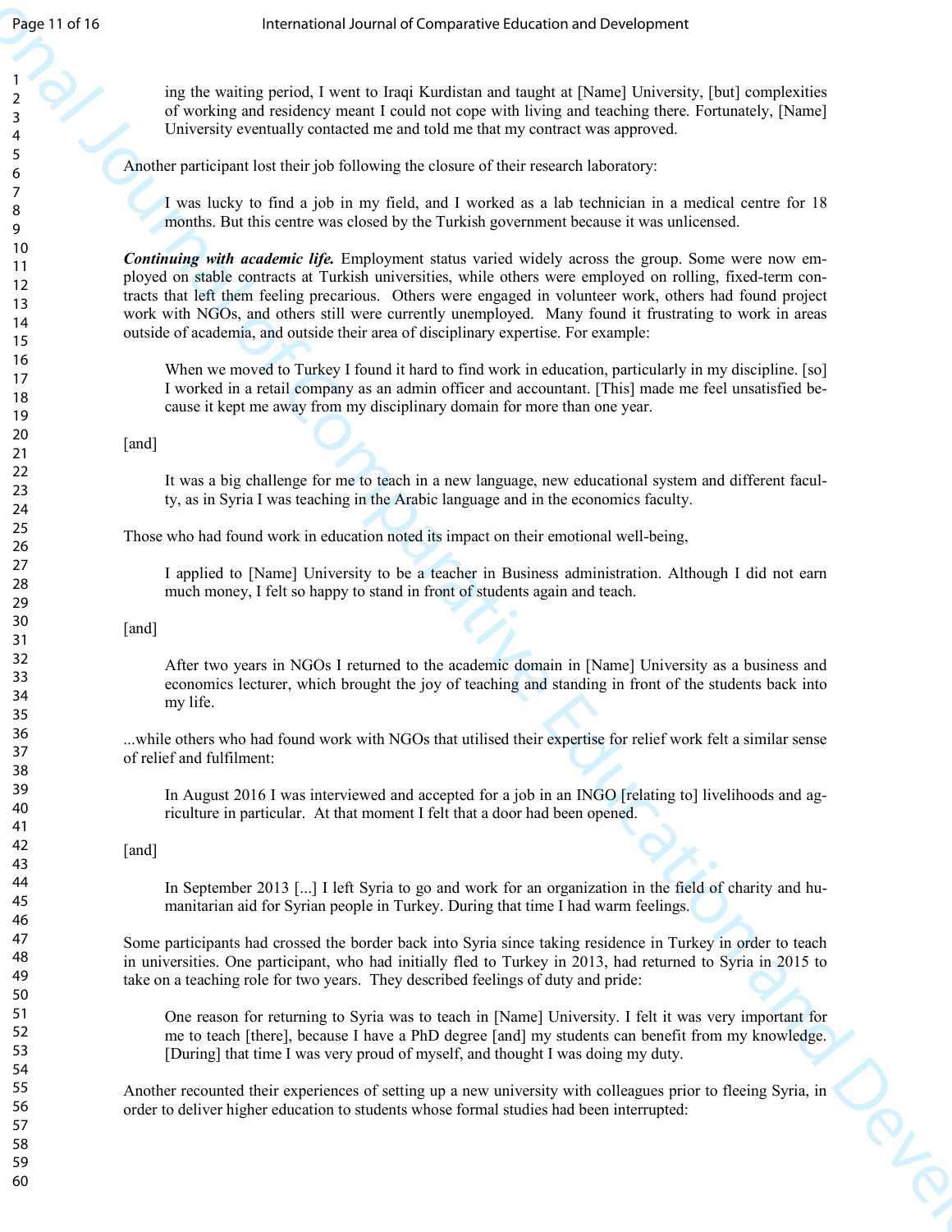ing the waiting period, I went to Iraqi Kurdistan and taught at [Name] University, [but] complexities of working and residency meant I could not cope with living and teaching there. Fortunately, [Name] University eventually contacted me and told me that my contract was approved.

Another participant lost their job following the closure of their research laboratory:

> I was lucky to find a job in my field, and I worked as a lab technician in a medical centre for 18 months. But this centre was closed by the Turkish government because it was unlicensed.

***Continuing with academic life.*** Employment status varied widely across the group. Some were now employed on stable contracts at Turkish universities, while others were employed on rolling, fixed-term contracts that left them feeling precarious. Others were engaged in volunteer work, others had found project work with NGOs, and others still were currently unemployed. Many found it frustrating to work in areas outside of academia, and outside their area of disciplinary expertise. For example:

> When we moved to Turkey I found it hard to find work in education, particularly in my discipline. [so] I worked in a retail company as an admin officer and accountant. [This] made me feel unsatisfied because it kept me away from my disciplinary domain for more than one year.

[and]

> It was a big challenge for me to teach in a new language, new educational system and different faculty, as in Syria I was teaching in the Arabic language and in the economics faculty.

Those who had found work in education noted its impact on their emotional well-being,

> I applied to [Name] University to be a teacher in Business administration. Although I did not earn much money, I felt so happy to stand in front of students again and teach.

[and]

> After two years in NGOs I returned to the academic domain in [Name] University as a business and economics lecturer, which brought the joy of teaching and standing in front of the students back into my life.

...while others who had found work with NGOs that utilised their expertise for relief work felt a similar sense of relief and fulfilment:

> In August 2016 I was interviewed and accepted for a job in an INGO [relating to] livelihoods and agriculture in particular. At that moment I felt that a door had been opened.

[and]

> In September 2013 [...] I left Syria to go and work for an organization in the field of charity and humanitarian aid for Syrian people in Turkey. During that time I had warm feelings.

Some participants had crossed the border back into Syria since taking residence in Turkey in order to teach in universities. One participant, who had initially fled to Turkey in 2013, had returned to Syria in 2015 to take on a teaching role for two years. They described feelings of duty and pride:

> One reason for returning to Syria was to teach in [Name] University. I felt it was very important for me to teach [there], because I have a PhD degree [and] my students can benefit from my knowledge. [During] that time I was very proud of myself, and thought I was doing my duty.

Another recounted their experiences of setting up a new university with colleagues prior to fleeing Syria, in order to deliver higher education to students whose formal studies had been interrupted: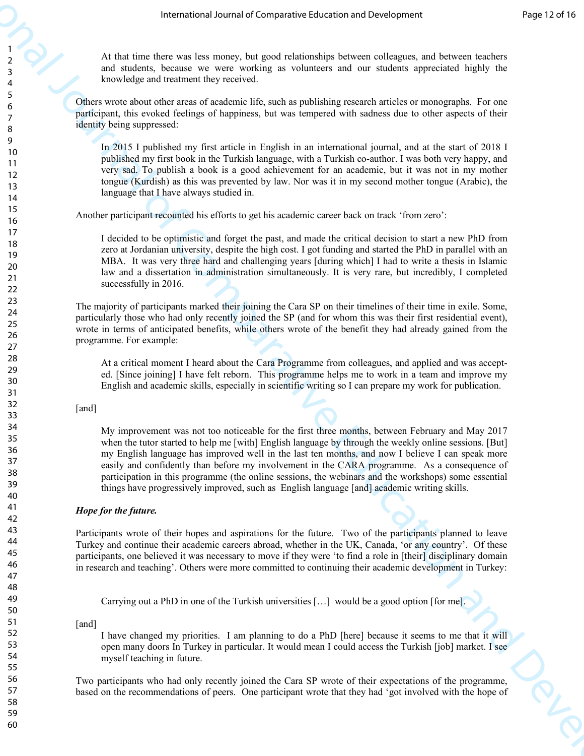> At that time there was less money, but good relationships between colleagues, and between teachers and students, because we were working as volunteers and our students appreciated highly the knowledge and treatment they received.

Others wrote about other areas of academic life, such as publishing research articles or monographs. For one participant, this evoked feelings of happiness, but was tempered with sadness due to other aspects of their identity being suppressed:

> In 2015 I published my first article in English in an international journal, and at the start of 2018 I published my first book in the Turkish language, with a Turkish co-author. I was both very happy, and very sad. To publish a book is a good achievement for an academic, but it was not in my mother tongue (Kurdish) as this was prevented by law. Nor was it in my second mother tongue (Arabic), the language that I have always studied in.

Another participant recounted his efforts to get his academic career back on track 'from zero':

> I decided to be optimistic and forget the past, and made the critical decision to start a new PhD from zero at Jordanian university, despite the high cost. I got funding and started the PhD in parallel with an MBA. It was very three hard and challenging years [during which] I had to write a thesis in Islamic law and a dissertation in administration simultaneously. It is very rare, but incredibly, I completed successfully in 2016.

The majority of participants marked their joining the Cara SP on their timelines of their time in exile. Some, particularly those who had only recently joined the SP (and for whom this was their first residential event), wrote in terms of anticipated benefits, while others wrote of the benefit they had already gained from the programme. For example:

> At a critical moment I heard about the Cara Programme from colleagues, and applied and was accepted. [Since joining] I have felt reborn. This programme helps me to work in a team and improve my English and academic skills, especially in scientific writing so I can prepare my work for publication.

[and]

> My improvement was not too noticeable for the first three months, between February and May 2017 when the tutor started to help me [with] English language by through the weekly online sessions. [But] my English language has improved well in the last ten months, and now I believe I can speak more easily and confidently than before my involvement in the CARA programme. As a consequence of participation in this programme (the online sessions, the webinars and the workshops) some essential things have progressively improved, such as English language [and] academic writing skills.

***Hope for the future.***

Participants wrote of their hopes and aspirations for the future. Two of the participants planned to leave Turkey and continue their academic careers abroad, whether in the UK, Canada, 'or any country'. Of these participants, one believed it was necessary to move if they were 'to find a role in [their] disciplinary domain in research and teaching'. Others were more committed to continuing their academic development in Turkey:

> Carrying out a PhD in one of the Turkish universities […] would be a good option [for me].

[and]

> I have changed my priorities. I am planning to do a PhD [here] because it seems to me that it will open many doors In Turkey in particular. It would mean I could access the Turkish [job] market. I see myself teaching in future.

Two participants who had only recently joined the Cara SP wrote of their expectations of the programme, based on the recommendations of peers. One participant wrote that they had 'got involved with the hope of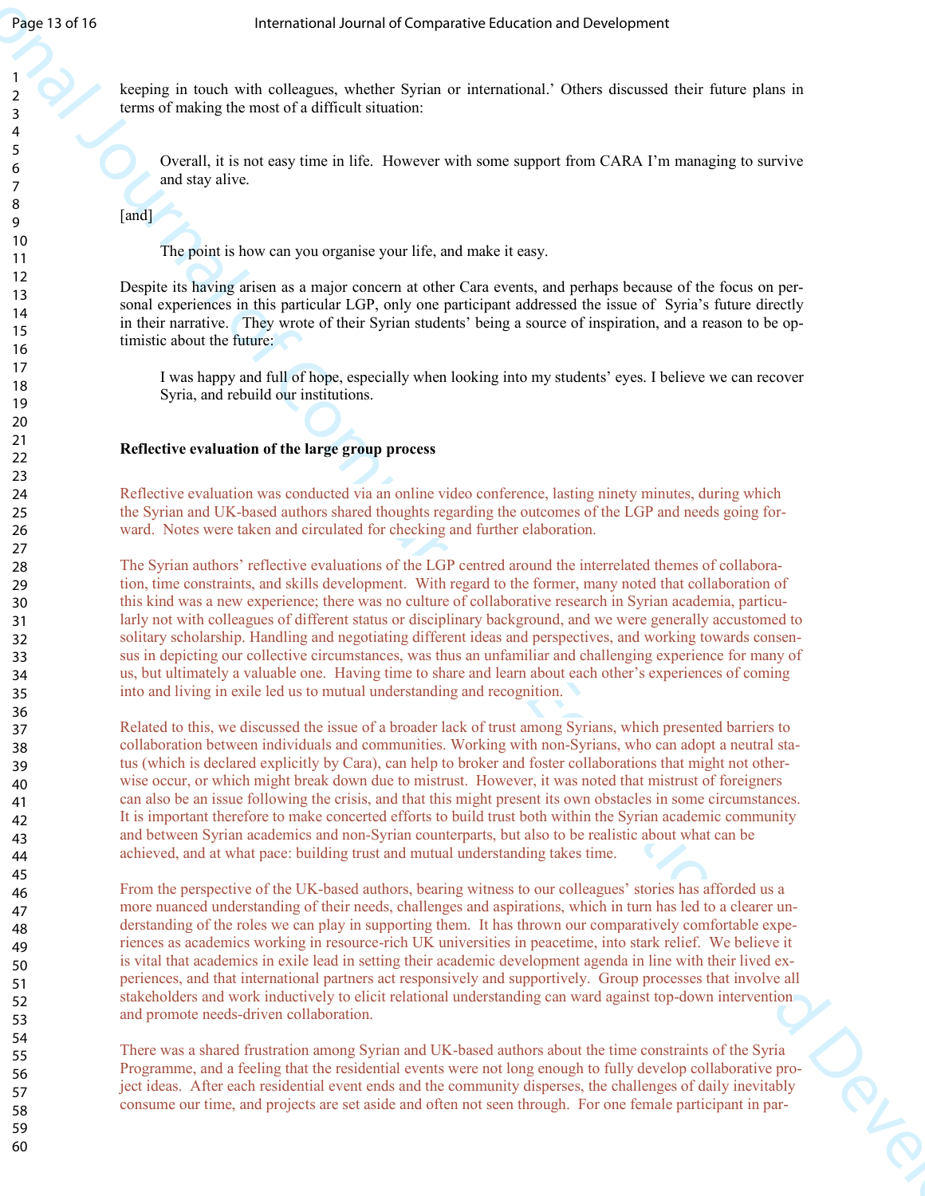keeping in touch with colleagues, whether Syrian or international.' Others discussed their future plans in terms of making the most of a difficult situation:

> Overall, it is not easy time in life. However with some support from CARA I'm managing to survive and stay alive.

[and]

> The point is how can you organise your life, and make it easy.

Despite its having arisen as a major concern at other Cara events, and perhaps because of the focus on personal experiences in this particular LGP, only one participant addressed the issue of Syria's future directly in their narrative. They wrote of their Syrian students' being a source of inspiration, and a reason to be optimistic about the future:

> I was happy and full of hope, especially when looking into my students' eyes. I believe we can recover Syria, and rebuild our institutions.

**Reflective evaluation of the large group process**

Reflective evaluation was conducted via an online video conference, lasting ninety minutes, during which the Syrian and UK-based authors shared thoughts regarding the outcomes of the LGP and needs going forward. Notes were taken and circulated for checking and further elaboration.

The Syrian authors' reflective evaluations of the LGP centred around the interrelated themes of collaboration, time constraints, and skills development. With regard to the former, many noted that collaboration of this kind was a new experience; there was no culture of collaborative research in Syrian academia, particularly not with colleagues of different status or disciplinary background, and we were generally accustomed to solitary scholarship. Handling and negotiating different ideas and perspectives, and working towards consensus in depicting our collective circumstances, was thus an unfamiliar and challenging experience for many of us, but ultimately a valuable one. Having time to share and learn about each other's experiences of coming into and living in exile led us to mutual understanding and recognition.

Related to this, we discussed the issue of a broader lack of trust among Syrians, which presented barriers to collaboration between individuals and communities. Working with non-Syrians, who can adopt a neutral status (which is declared explicitly by Cara), can help to broker and foster collaborations that might not otherwise occur, or which might break down due to mistrust. However, it was noted that mistrust of foreigners can also be an issue following the crisis, and that this might present its own obstacles in some circumstances. It is important therefore to make concerted efforts to build trust both within the Syrian academic community and between Syrian academics and non-Syrian counterparts, but also to be realistic about what can be achieved, and at what pace: building trust and mutual understanding takes time.

From the perspective of the UK-based authors, bearing witness to our colleagues' stories has afforded us a more nuanced understanding of their needs, challenges and aspirations, which in turn has led to a clearer understanding of the roles we can play in supporting them. It has thrown our comparatively comfortable experiences as academics working in resource-rich UK universities in peacetime, into stark relief. We believe it is vital that academics in exile lead in setting their academic development agenda in line with their lived experiences, and that international partners act responsively and supportively. Group processes that involve all stakeholders and work inductively to elicit relational understanding can ward against top-down intervention and promote needs-driven collaboration.

There was a shared frustration among Syrian and UK-based authors about the time constraints of the Syria Programme, and a feeling that the residential events were not long enough to fully develop collaborative project ideas. After each residential event ends and the community disperses, the challenges of daily inevitably consume our time, and projects are set aside and often not seen through. For one female participant in par-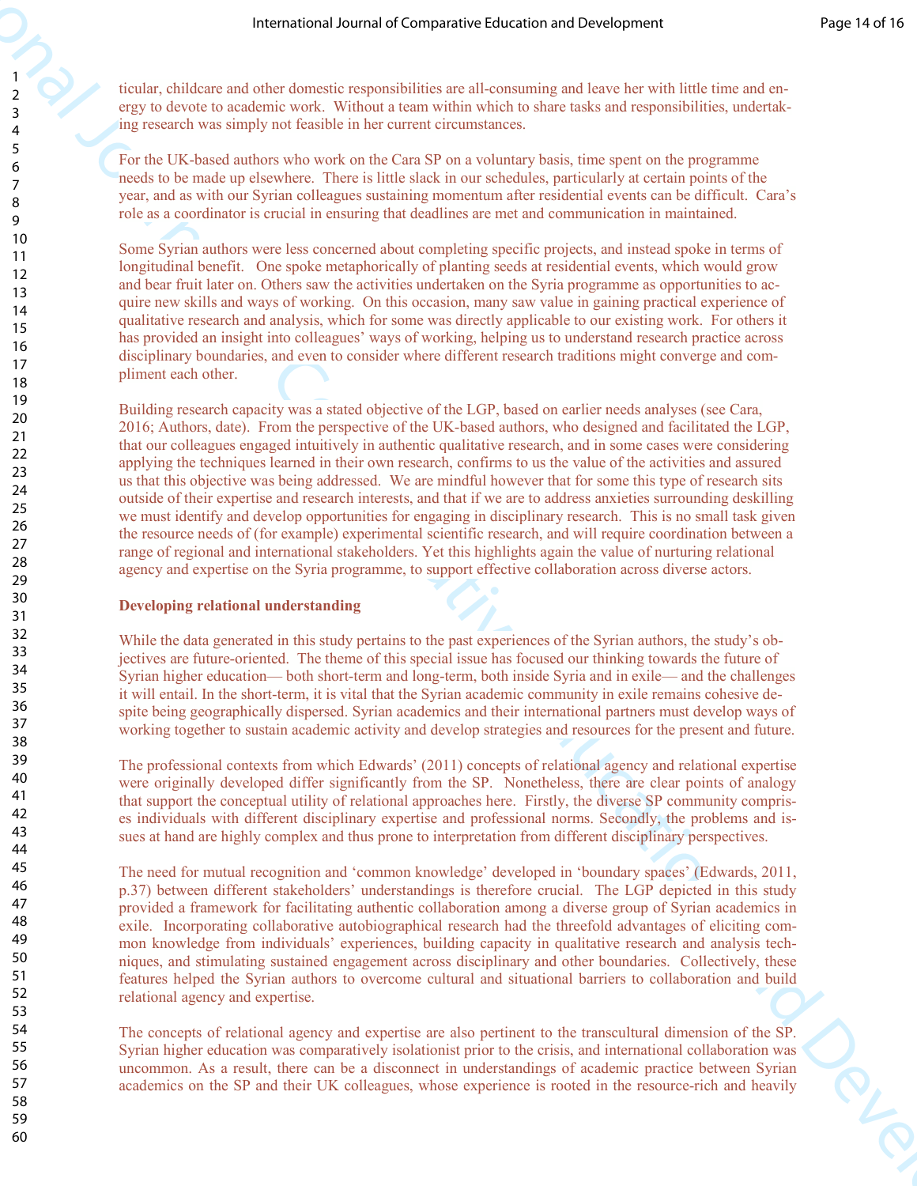ticular, childcare and other domestic responsibilities are all-consuming and leave her with little time and energy to devote to academic work. Without a team within which to share tasks and responsibilities, undertaking research was simply not feasible in her current circumstances.

For the UK-based authors who work on the Cara SP on a voluntary basis, time spent on the programme needs to be made up elsewhere. There is little slack in our schedules, particularly at certain points of the year, and as with our Syrian colleagues sustaining momentum after residential events can be difficult. Cara's role as a coordinator is crucial in ensuring that deadlines are met and communication in maintained.

Some Syrian authors were less concerned about completing specific projects, and instead spoke in terms of longitudinal benefit. One spoke metaphorically of planting seeds at residential events, which would grow and bear fruit later on. Others saw the activities undertaken on the Syria programme as opportunities to acquire new skills and ways of working. On this occasion, many saw value in gaining practical experience of qualitative research and analysis, which for some was directly applicable to our existing work. For others it has provided an insight into colleagues' ways of working, helping us to understand research practice across disciplinary boundaries, and even to consider where different research traditions might converge and compliment each other.

Building research capacity was a stated objective of the LGP, based on earlier needs analyses (see Cara, 2016; Authors, date). From the perspective of the UK-based authors, who designed and facilitated the LGP, that our colleagues engaged intuitively in authentic qualitative research, and in some cases were considering applying the techniques learned in their own research, confirms to us the value of the activities and assured us that this objective was being addressed. We are mindful however that for some this type of research sits outside of their expertise and research interests, and that if we are to address anxieties surrounding deskilling we must identify and develop opportunities for engaging in disciplinary research. This is no small task given the resource needs of (for example) experimental scientific research, and will require coordination between a range of regional and international stakeholders. Yet this highlights again the value of nurturing relational agency and expertise on the Syria programme, to support effective collaboration across diverse actors.

**Developing relational understanding**

While the data generated in this study pertains to the past experiences of the Syrian authors, the study's objectives are future-oriented. The theme of this special issue has focused our thinking towards the future of Syrian higher education— both short-term and long-term, both inside Syria and in exile— and the challenges it will entail. In the short-term, it is vital that the Syrian academic community in exile remains cohesive despite being geographically dispersed. Syrian academics and their international partners must develop ways of working together to sustain academic activity and develop strategies and resources for the present and future.

The professional contexts from which Edwards' (2011) concepts of relational agency and relational expertise were originally developed differ significantly from the SP. Nonetheless, there are clear points of analogy that support the conceptual utility of relational approaches here. Firstly, the diverse SP community comprises individuals with different disciplinary expertise and professional norms. Secondly, the problems and issues at hand are highly complex and thus prone to interpretation from different disciplinary perspectives.

The need for mutual recognition and 'common knowledge' developed in 'boundary spaces' (Edwards, 2011, p.37) between different stakeholders' understandings is therefore crucial. The LGP depicted in this study provided a framework for facilitating authentic collaboration among a diverse group of Syrian academics in exile. Incorporating collaborative autobiographical research had the threefold advantages of eliciting common knowledge from individuals' experiences, building capacity in qualitative research and analysis techniques, and stimulating sustained engagement across disciplinary and other boundaries. Collectively, these features helped the Syrian authors to overcome cultural and situational barriers to collaboration and build relational agency and expertise.

The concepts of relational agency and expertise are also pertinent to the transcultural dimension of the SP. Syrian higher education was comparatively isolationist prior to the crisis, and international collaboration was uncommon. As a result, there can be a disconnect in understandings of academic practice between Syrian academics on the SP and their UK colleagues, whose experience is rooted in the resource-rich and heavily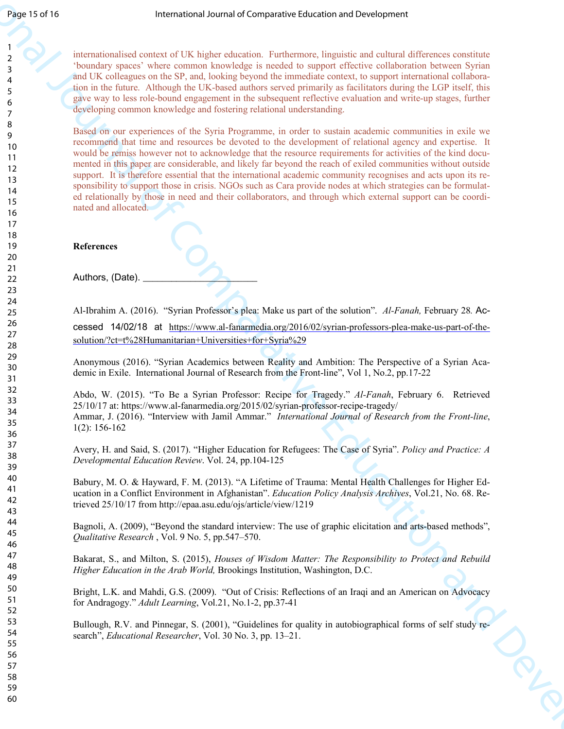internationalised context of UK higher education. Furthermore, linguistic and cultural differences constitute 'boundary spaces' where common knowledge is needed to support effective collaboration between Syrian and UK colleagues on the SP, and, looking beyond the immediate context, to support international collaboration in the future. Although the UK-based authors served primarily as facilitators during the LGP itself, this gave way to less role-bound engagement in the subsequent reflective evaluation and write-up stages, further developing common knowledge and fostering relational understanding.

Based on our experiences of the Syria Programme, in order to sustain academic communities in exile we recommend that time and resources be devoted to the development of relational agency and expertise. It would be remiss however not to acknowledge that the resource requirements for activities of the kind documented in this paper are considerable, and likely far beyond the reach of exiled communities without outside support. It is therefore essential that the international academic community recognises and acts upon its responsibility to support those in crisis. NGOs such as Cara provide nodes at which strategies can be formulated relationally by those in need and their collaborators, and through which external support can be coordinated and allocated.

**References**

Authors, (Date). ______________________

Al-Ibrahim A. (2016). "Syrian Professor's plea: Make us part of the solution". *Al-Fanah,* February 28. Accessed 14/02/18 at https://www.al-fanarmedia.org/2016/02/syrian-professors-plea-make-us-part-of-the-solution/?ct=t%28Humanitarian+Universities+for+Syria%29

Anonymous (2016). "Syrian Academics between Reality and Ambition: The Perspective of a Syrian Academic in Exile. International Journal of Research from the Front-line", Vol 1, No.2, pp.17-22

Abdo, W. (2015). "To Be a Syrian Professor: Recipe for Tragedy." *Al-Fanah*, February 6. Retrieved 25/10/17 at: https://www.al-fanarmedia.org/2015/02/syrian-professor-recipe-tragedy/

Ammar, J. (2016). "Interview with Jamil Ammar." *International Journal of Research from the Front-line*, 1(2): 156-162

Avery, H. and Said, S. (2017). "Higher Education for Refugees: The Case of Syria". *Policy and Practice: A Developmental Education Review*. Vol. 24, pp.104-125

Babury, M. O. & Hayward, F. M. (2013). "A Lifetime of Trauma: Mental Health Challenges for Higher Education in a Conflict Environment in Afghanistan". *Education Policy Analysis Archives*, Vol.21, No. 68. Retrieved 25/10/17 from http://epaa.asu.edu/ojs/article/view/1219

Bagnoli, A. (2009), "Beyond the standard interview: The use of graphic elicitation and arts-based methods", *Qualitative Research* , Vol. 9 No. 5, pp.547–570.

Bakarat, S., and Milton, S. (2015), *Houses of Wisdom Matter: The Responsibility to Protect and Rebuild Higher Education in the Arab World,* Brookings Institution, Washington, D.C.

Bright, L.K. and Mahdi, G.S. (2009). "Out of Crisis: Reflections of an Iraqi and an American on Advocacy for Andragogy." *Adult Learning*, Vol.21, No.1-2, pp.37-41

Bullough, R.V. and Pinnegar, S. (2001), "Guidelines for quality in autobiographical forms of self study research", *Educational Researcher*, Vol. 30 No. 3, pp. 13–21.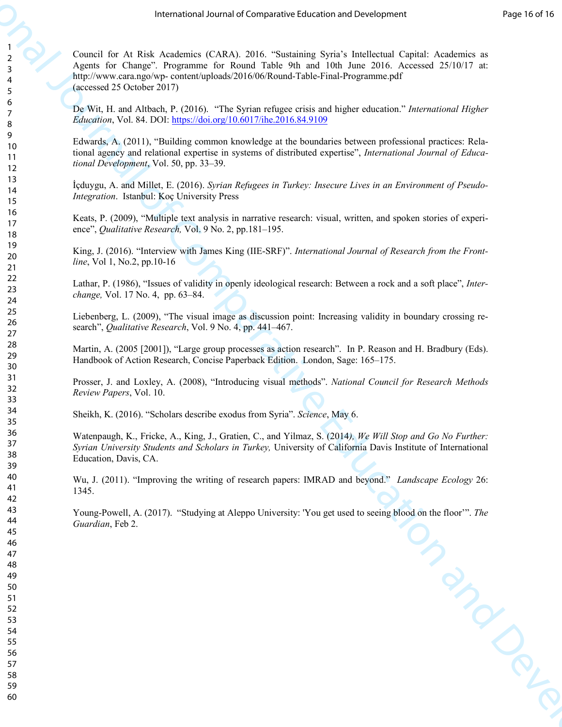Council for At Risk Academics (CARA). 2016. "Sustaining Syria's Intellectual Capital: Academics as Agents for Change". Programme for Round Table 9th and 10th June 2016. Accessed 25/10/17 at: http://www.cara.ngo/wp- content/uploads/2016/06/Round-Table-Final-Programme.pdf (accessed 25 October 2017)

De Wit, H. and Altbach, P. (2016). "The Syrian refugee crisis and higher education." *International Higher Education*, Vol. 84. DOI: https://doi.org/10.6017/ihe.2016.84.9109

Edwards, A. (2011), "Building common knowledge at the boundaries between professional practices: Relational agency and relational expertise in systems of distributed expertise", *International Journal of Educational Development*, Vol. 50, pp. 33–39.

İçduygu, A. and Millet, E. (2016). *Syrian Refugees in Turkey: Insecure Lives in an Environment of Pseudo-Integration*. Istanbul: Koç University Press

Keats, P. (2009), "Multiple text analysis in narrative research: visual, written, and spoken stories of experience", *Qualitative Research,* Vol. 9 No. 2, pp.181–195.

King, J. (2016). "Interview with James King (IIE-SRF)". *International Journal of Research from the Frontline*, Vol 1, No.2, pp.10-16

Lathar, P. (1986), "Issues of validity in openly ideological research: Between a rock and a soft place", *Interchange,* Vol. 17 No. 4, pp. 63–84.

Liebenberg, L. (2009), "The visual image as discussion point: Increasing validity in boundary crossing research", *Qualitative Research*, Vol. 9 No. 4, pp. 441–467.

Martin, A. (2005 [2001]), "Large group processes as action research". In P. Reason and H. Bradbury (Eds). Handbook of Action Research, Concise Paperback Edition. London, Sage: 165–175.

Prosser, J. and Loxley, A. (2008), "Introducing visual methods". *National Council for Research Methods Review Papers*, Vol. 10.

Sheikh, K. (2016). "Scholars describe exodus from Syria". *Science*, May 6.

Watenpaugh, K., Fricke, A., King, J., Gratien, C., and Yilmaz, S. (2014*), We Will Stop and Go No Further: Syrian University Students and Scholars in Turkey,* University of California Davis Institute of International Education, Davis, CA.

Wu, J. (2011). "Improving the writing of research papers: IMRAD and beyond." *Landscape Ecology* 26: 1345.

Young-Powell, A. (2017). "Studying at Aleppo University: 'You get used to seeing blood on the floor'". *The Guardian*, Feb 2.